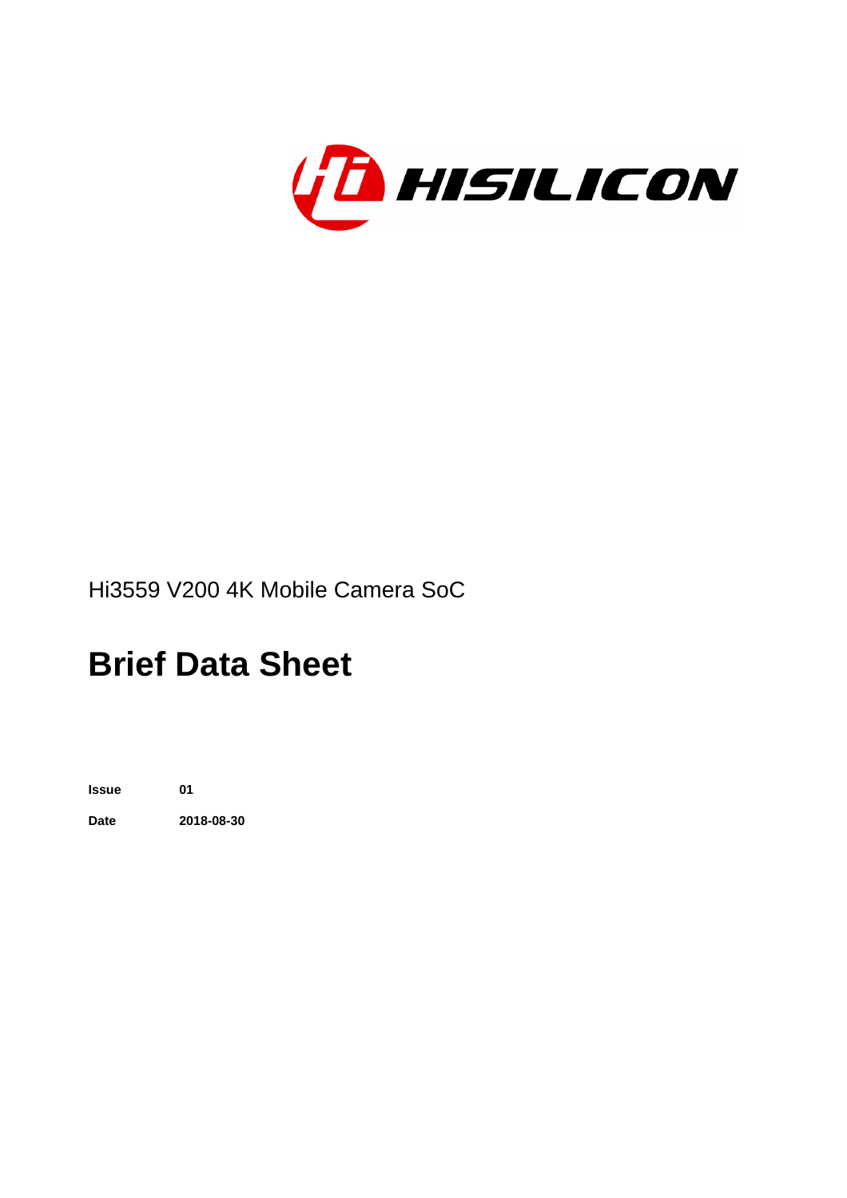HISILICON

Hi3559 V200 4K Mobile Camera SoC

# Brief Data Sheet

**Issue** **01**

**Date** **2018-08-30**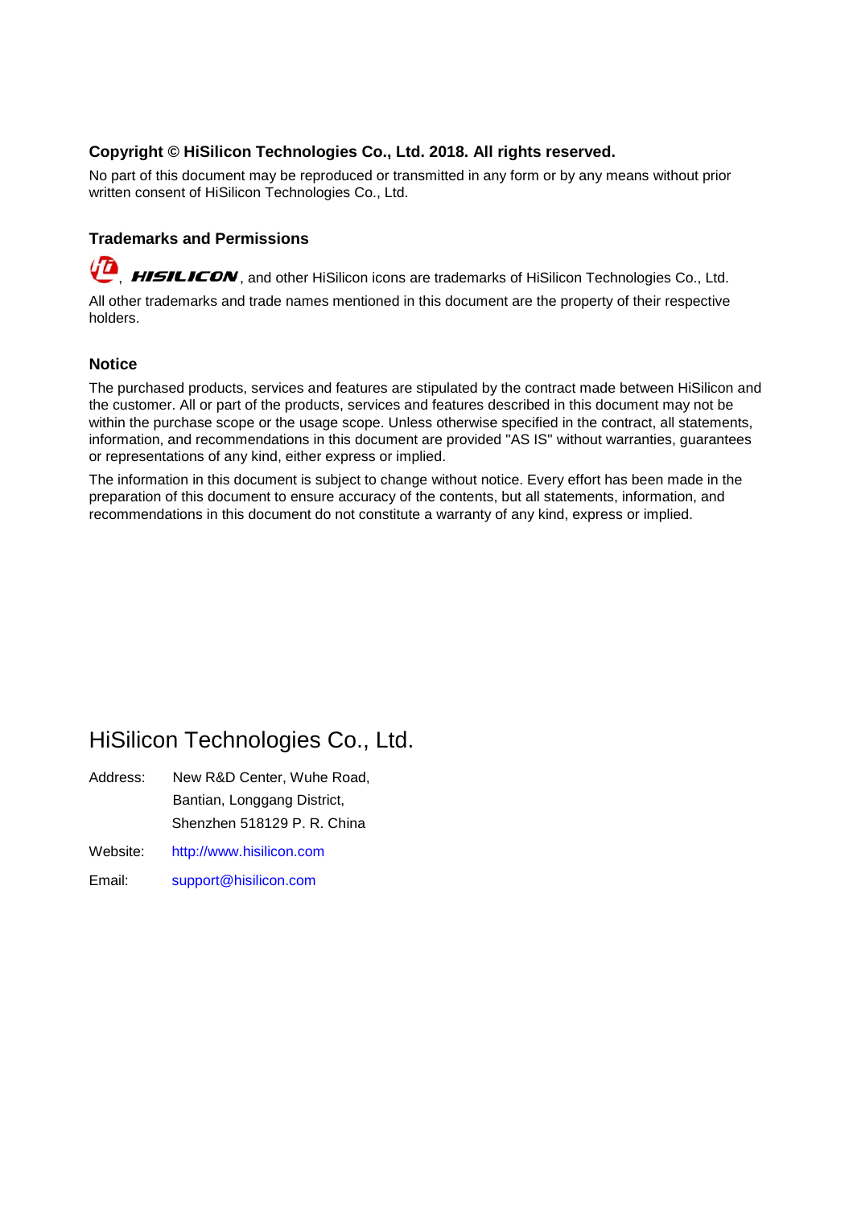**Copyright © HiSilicon Technologies Co., Ltd. 2018. All rights reserved.**

No part of this document may be reproduced or transmitted in any form or by any means without prior written consent of HiSilicon Technologies Co., Ltd.

**Trademarks and Permissions**

, ***HISILICON***, and other HiSilicon icons are trademarks of HiSilicon Technologies Co., Ltd.

All other trademarks and trade names mentioned in this document are the property of their respective holders.

**Notice**

The purchased products, services and features are stipulated by the contract made between HiSilicon and the customer. All or part of the products, services and features described in this document may not be within the purchase scope or the usage scope. Unless otherwise specified in the contract, all statements, information, and recommendations in this document are provided "AS IS" without warranties, guarantees or representations of any kind, either express or implied.

The information in this document is subject to change without notice. Every effort has been made in the preparation of this document to ensure accuracy of the contents, but all statements, information, and recommendations in this document do not constitute a warranty of any kind, express or implied.

# HiSilicon Technologies Co., Ltd.

Address: New R&D Center, Wuhe Road,
Bantian, Longgang District,
Shenzhen 518129 P. R. China

Website: http://www.hisilicon.com

Email: support@hisilicon.com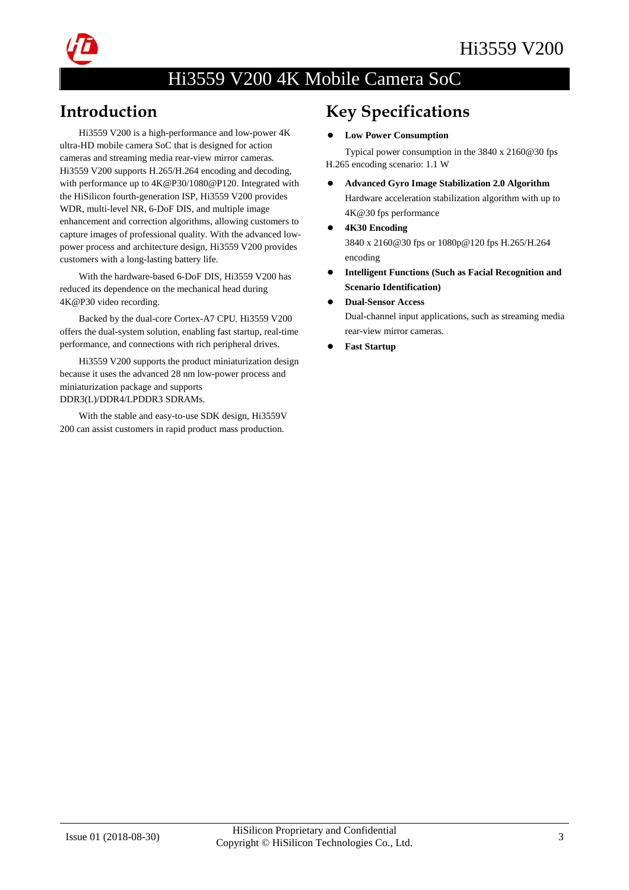# Hi3559 V200 4K Mobile Camera SoC

## Introduction

Hi3559 V200 is a high-performance and low-power 4K ultra-HD mobile camera SoC that is designed for action cameras and streaming media rear-view mirror cameras. Hi3559 V200 supports H.265/H.264 encoding and decoding, with performance up to 4K@P30/1080@P120. Integrated with the HiSilicon fourth-generation ISP, Hi3559 V200 provides WDR, multi-level NR, 6-DoF DIS, and multiple image enhancement and correction algorithms, allowing customers to capture images of professional quality. With the advanced low-power process and architecture design, Hi3559 V200 provides customers with a long-lasting battery life.

With the hardware-based 6-DoF DIS, Hi3559 V200 has reduced its dependence on the mechanical head during 4K@P30 video recording.

Backed by the dual-core Cortex-A7 CPU, Hi3559 V200 offers the dual-system solution, enabling fast startup, real-time performance, and connections with rich peripheral drives.

Hi3559 V200 supports the product miniaturization design because it uses the advanced 28 nm low-power process and miniaturization package and supports DDR3(L)/DDR4/LPDDR3 SDRAMs.

With the stable and easy-to-use SDK design, Hi3559V 200 can assist customers in rapid product mass production.

## Key Specifications

- **Low Power Consumption**

  Typical power consumption in the 3840 x 2160@30 fps H.265 encoding scenario: 1.1 W

- **Advanced Gyro Image Stabilization 2.0 Algorithm**

  Hardware acceleration stabilization algorithm with up to 4K@30 fps performance

- **4K30 Encoding**

  3840 x 2160@30 fps or 1080p@120 fps H.265/H.264 encoding

- **Intelligent Functions (Such as Facial Recognition and Scenario Identification)**

- **Dual-Sensor Access**

  Dual-channel input applications, such as streaming media rear-view mirror cameras.

- **Fast Startup**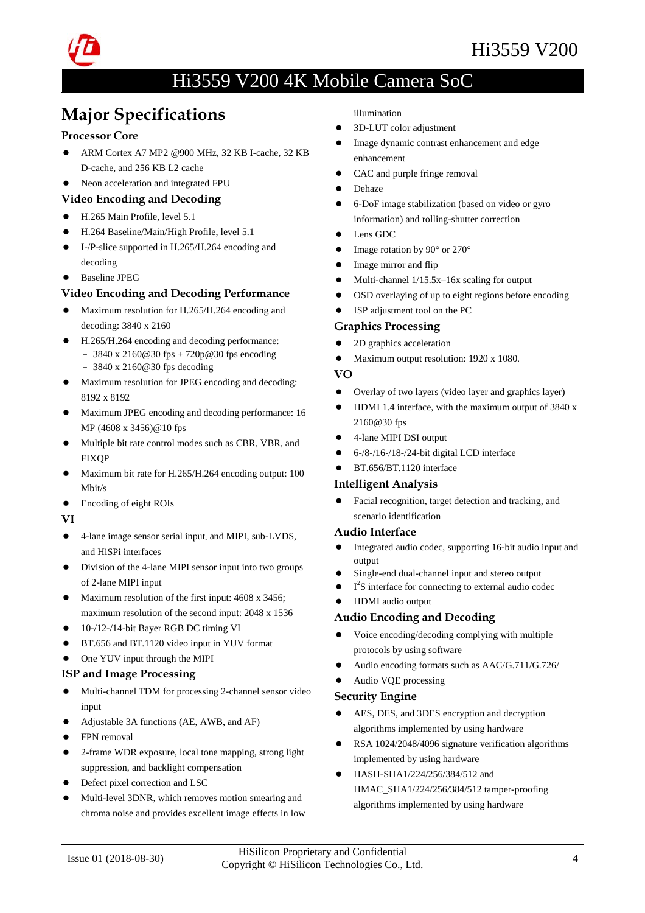# Hi3559 V200 4K Mobile Camera SoC

## Major Specifications

### Processor Core

- ARM Cortex A7 MP2 @900 MHz, 32 KB I-cache, 32 KB D-cache, and 256 KB L2 cache
- Neon acceleration and integrated FPU

### Video Encoding and Decoding

- H.265 Main Profile, level 5.1
- H.264 Baseline/Main/High Profile, level 5.1
- I-/P-slice supported in H.265/H.264 encoding and decoding
- Baseline JPEG

### Video Encoding and Decoding Performance

- Maximum resolution for H.265/H.264 encoding and decoding: 3840 x 2160
- H.265/H.264 encoding and decoding performance:
  - 3840 x 2160@30 fps + 720p@30 fps encoding
  - 3840 x 2160@30 fps decoding
- Maximum resolution for JPEG encoding and decoding: 8192 x 8192
- Maximum JPEG encoding and decoding performance: 16 MP (4608 x 3456)@10 fps
- Multiple bit rate control modes such as CBR, VBR, and FIXQP
- Maximum bit rate for H.265/H.264 encoding output: 100 Mbit/s
- Encoding of eight ROIs

### VI

- 4-lane image sensor serial input, and MIPI, sub-LVDS, and HiSPi interfaces
- Division of the 4-lane MIPI sensor input into two groups of 2-lane MIPI input
- Maximum resolution of the first input: 4608 x 3456; maximum resolution of the second input: 2048 x 1536
- 10-/12-/14-bit Bayer RGB DC timing VI
- BT.656 and BT.1120 video input in YUV format
- One YUV input through the MIPI

### ISP and Image Processing

- Multi-channel TDM for processing 2-channel sensor video input
- Adjustable 3A functions (AE, AWB, and AF)
- FPN removal
- 2-frame WDR exposure, local tone mapping, strong light suppression, and backlight compensation
- Defect pixel correction and LSC
- Multi-level 3DNR, which removes motion smearing and chroma noise and provides excellent image effects in low illumination
- 3D-LUT color adjustment
- Image dynamic contrast enhancement and edge enhancement
- CAC and purple fringe removal
- Dehaze
- 6-DoF image stabilization (based on video or gyro information) and rolling-shutter correction
- Lens GDC
- Image rotation by 90° or 270°
- Image mirror and flip
- Multi-channel 1/15.5x–16x scaling for output
- OSD overlaying of up to eight regions before encoding
- ISP adjustment tool on the PC

### Graphics Processing

- 2D graphics acceleration
- Maximum output resolution: 1920 x 1080.

### VO

- Overlay of two layers (video layer and graphics layer)
- HDMI 1.4 interface, with the maximum output of 3840 x 2160@30 fps
- 4-lane MIPI DSI output
- 6-/8-/16-/18-/24-bit digital LCD interface
- BT.656/BT.1120 interface

### Intelligent Analysis

- Facial recognition, target detection and tracking, and scenario identification

### Audio Interface

- Integrated audio codec, supporting 16-bit audio input and output
- Single-end dual-channel input and stereo output
- $I^2S$ interface for connecting to external audio codec
- HDMI audio output

### Audio Encoding and Decoding

- Voice encoding/decoding complying with multiple protocols by using software
- Audio encoding formats such as AAC/G.711/G.726/
- Audio VQE processing

### Security Engine

- AES, DES, and 3DES encryption and decryption algorithms implemented by using hardware
- RSA 1024/2048/4096 signature verification algorithms implemented by using hardware
- HASH-SHA1/224/256/384/512 and HMAC_SHA1/224/256/384/512 tamper-proofing algorithms implemented by using hardware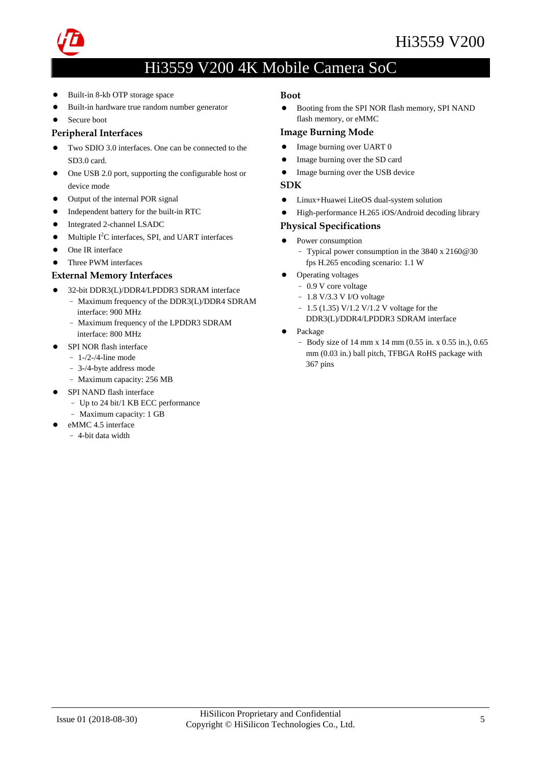# Hi3559 V200 4K Mobile Camera SoC

- Built-in 8-kb OTP storage space
- Built-in hardware true random number generator
- Secure boot

### Peripheral Interfaces

- Two SDIO 3.0 interfaces. One can be connected to the SD3.0 card.
- One USB 2.0 port, supporting the configurable host or device mode
- Output of the internal POR signal
- Independent battery for the built-in RTC
- Integrated 2-channel LSADC
- Multiple I$^2$C interfaces, SPI, and UART interfaces
- One IR interface
- Three PWM interfaces

### External Memory Interfaces

- 32-bit DDR3(L)/DDR4/LPDDR3 SDRAM interface
  - Maximum frequency of the DDR3(L)/DDR4 SDRAM interface: 900 MHz
  - Maximum frequency of the LPDDR3 SDRAM interface: 800 MHz
- SPI NOR flash interface
  - 1-/2-/4-line mode
  - 3-/4-byte address mode
  - Maximum capacity: 256 MB
- SPI NAND flash interface
  - Up to 24 bit/1 KB ECC performance
  - Maximum capacity: 1 GB
- eMMC 4.5 interface
  - 4-bit data width

### Boot

- Booting from the SPI NOR flash memory, SPI NAND flash memory, or eMMC

### Image Burning Mode

- Image burning over UART 0
- Image burning over the SD card
- Image burning over the USB device

### SDK

- Linux+Huawei LiteOS dual-system solution
- High-performance H.265 iOS/Android decoding library

### Physical Specifications

- Power consumption
  - Typical power consumption in the 3840 x 2160@30 fps H.265 encoding scenario: 1.1 W
- Operating voltages
  - 0.9 V core voltage
  - 1.8 V/3.3 V I/O voltage
  - 1.5 (1.35) V/1.2 V/1.2 V voltage for the DDR3(L)/DDR4/LPDDR3 SDRAM interface
- Package
  - Body size of 14 mm x 14 mm (0.55 in. x 0.55 in.), 0.65 mm (0.03 in.) ball pitch, TFBGA RoHS package with 367 pins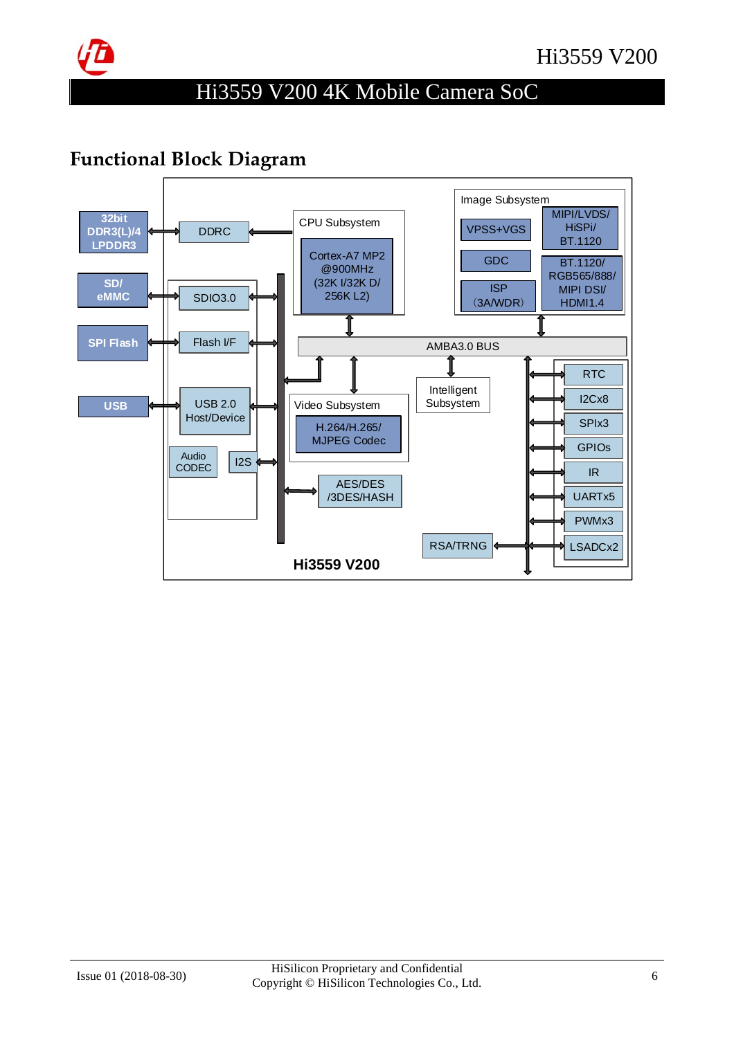# Functional Block Diagram

32bit DDR3(L)/4 LPDDR3

DDRC

CPU Subsystem

Cortex-A7 MP2 @900MHz (32K I/32K D/ 256K L2)

Image Subsystem

VPSS+VGS

MIPI/LVDS/ HiSPi/ BT.1120

GDC

BT.1120/ RGB565/888/ MIPI DSI/ HDMI1.4

ISP (3A/WDR)

SD/ eMMC

SDIO3.0

SPI Flash

Flash I/F

AMBA3.0 BUS

USB

USB 2.0 Host/Device

Video Subsystem

H.264/H.265/ MJPEG Codec

Intelligent Subsystem

RTC

I2Cx8

SPIx3

GPIOs

IR

UARTx5

PWMx3

LSADCx2

Audio CODEC

I2S

AES/DES /3DES/HASH

RSA/TRNG

Hi3559 V200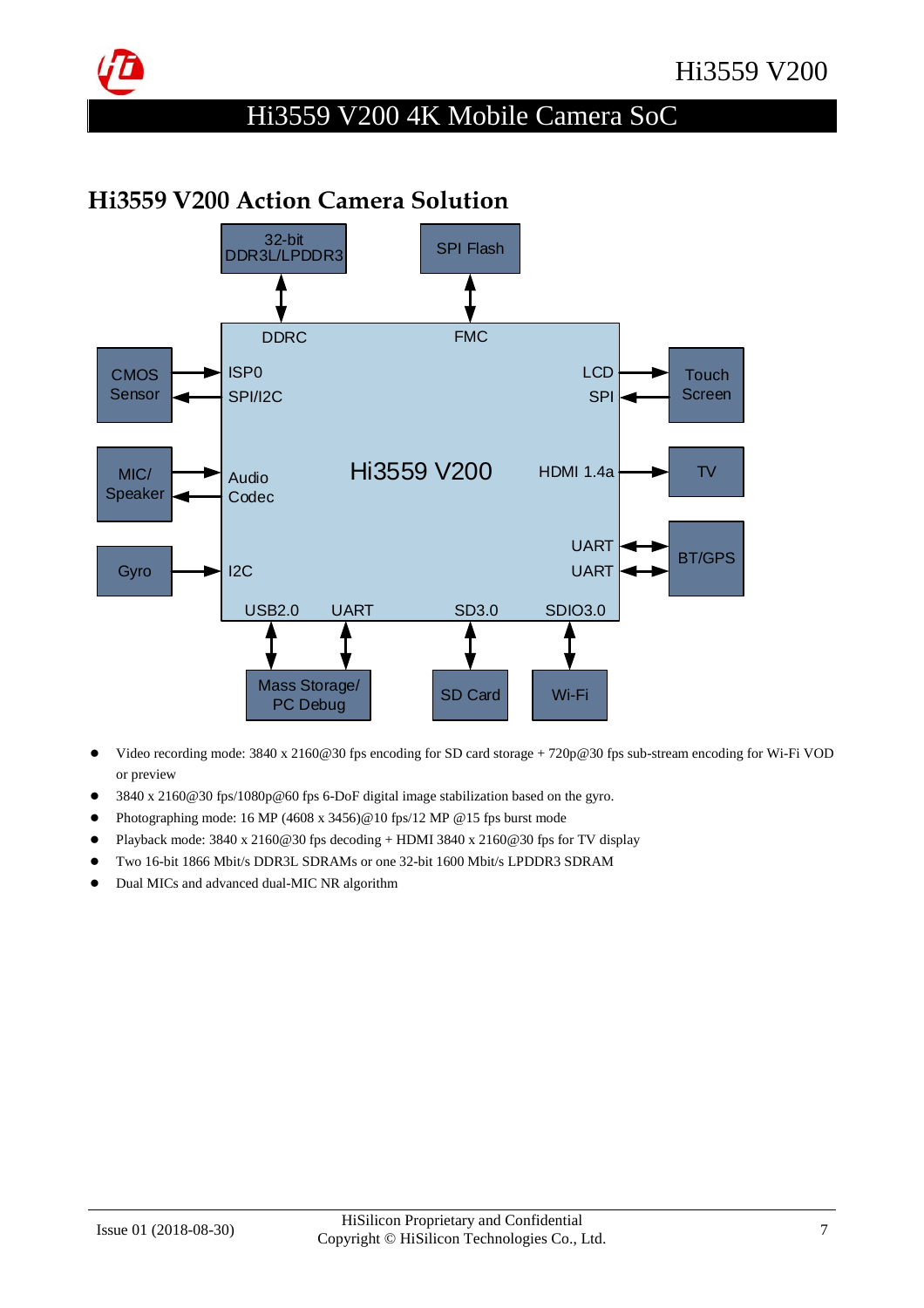## Hi3559 V200 Action Camera Solution

- Video recording mode: 3840 x 2160@30 fps encoding for SD card storage + 720p@30 fps sub-stream encoding for Wi-Fi VOD or preview
- 3840 x 2160@30 fps/1080p@60 fps 6-DoF digital image stabilization based on the gyro.
- Photographing mode: 16 MP (4608 x 3456)@10 fps/12 MP @15 fps burst mode
- Playback mode: 3840 x 2160@30 fps decoding + HDMI 3840 x 2160@30 fps for TV display
- Two 16-bit 1866 Mbit/s DDR3L SDRAMs or one 32-bit 1600 Mbit/s LPDDR3 SDRAM
- Dual MICs and advanced dual-MIC NR algorithm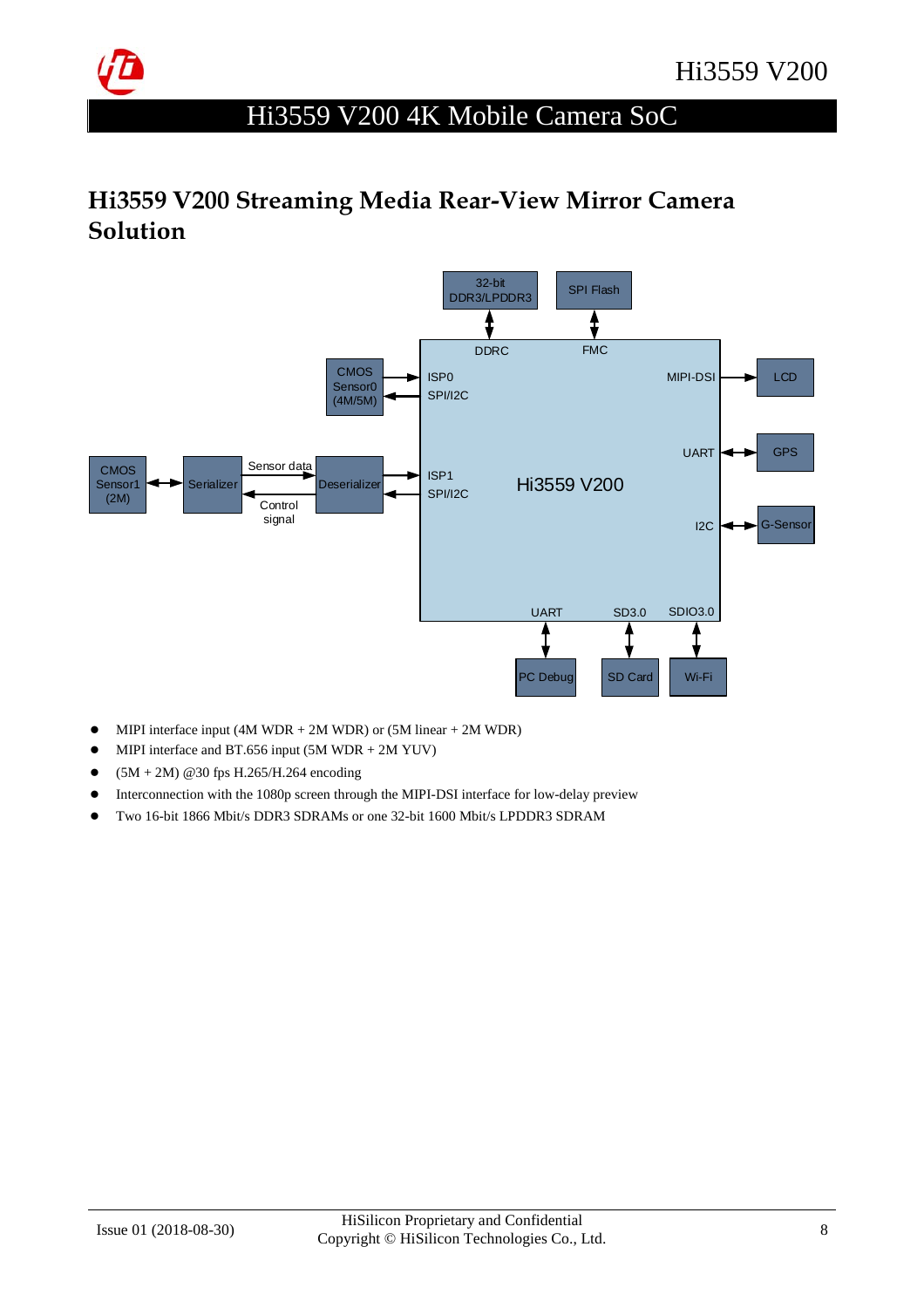## Hi3559 V200 Streaming Media Rear-View Mirror Camera Solution

- MIPI interface input (4M WDR + 2M WDR) or (5M linear + 2M WDR)
- MIPI interface and BT.656 input (5M WDR + 2M YUV)
- (5M + 2M) @30 fps H.265/H.264 encoding
- Interconnection with the 1080p screen through the MIPI-DSI interface for low-delay preview
- Two 16-bit 1866 Mbit/s DDR3 SDRAMs or one 32-bit 1600 Mbit/s LPDDR3 SDRAM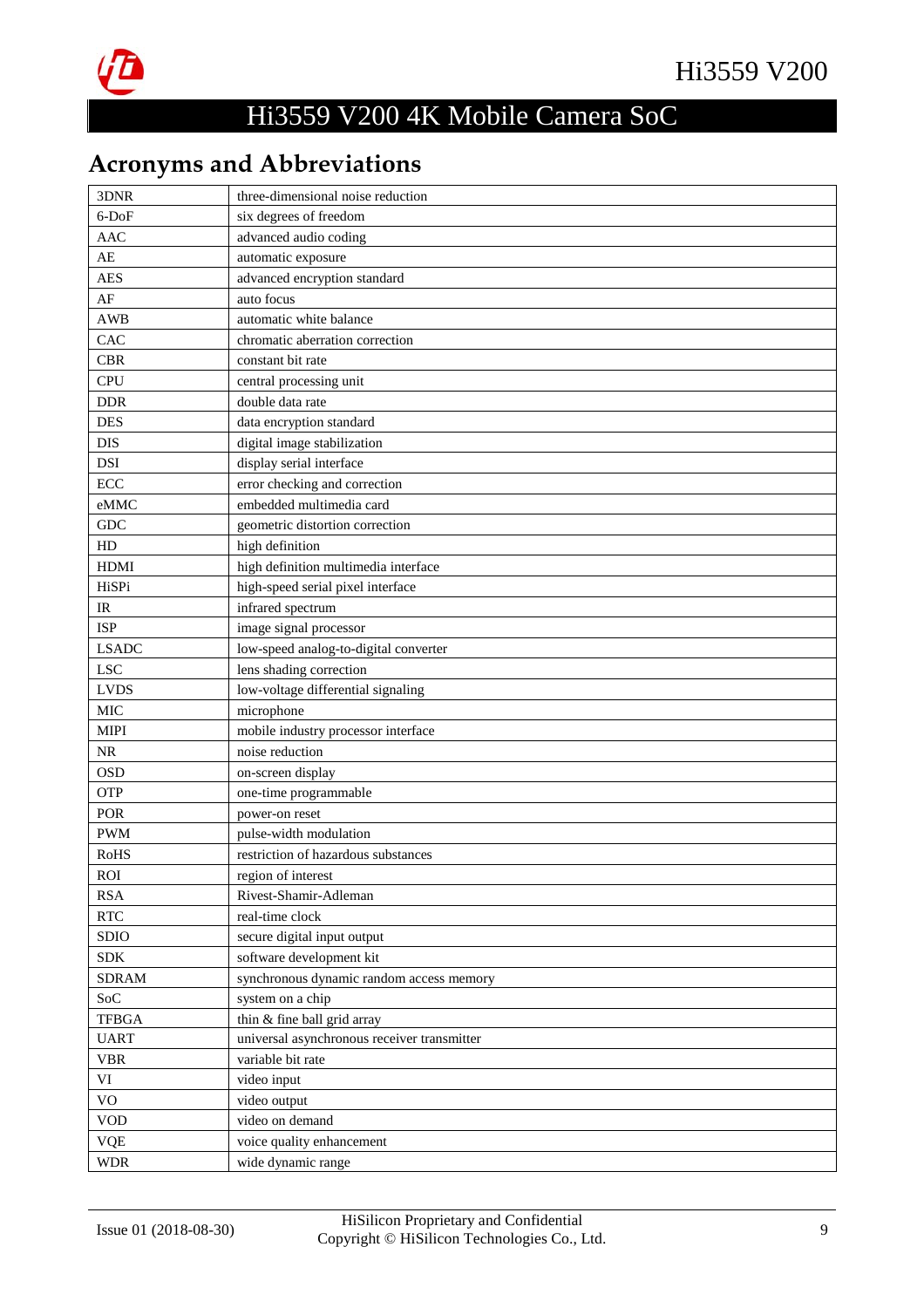# Hi3559 V200 4K Mobile Camera SoC

## Acronyms and Abbreviations

| | |
|---|---|
| 3DNR | three-dimensional noise reduction |
| 6-DoF | six degrees of freedom |
| AAC | advanced audio coding |
| AE | automatic exposure |
| AES | advanced encryption standard |
| AF | auto focus |
| AWB | automatic white balance |
| CAC | chromatic aberration correction |
| CBR | constant bit rate |
| CPU | central processing unit |
| DDR | double data rate |
| DES | data encryption standard |
| DIS | digital image stabilization |
| DSI | display serial interface |
| ECC | error checking and correction |
| eMMC | embedded multimedia card |
| GDC | geometric distortion correction |
| HD | high definition |
| HDMI | high definition multimedia interface |
| HiSPi | high-speed serial pixel interface |
| IR | infrared spectrum |
| ISP | image signal processor |
| LSADC | low-speed analog-to-digital converter |
| LSC | lens shading correction |
| LVDS | low-voltage differential signaling |
| MIC | microphone |
| MIPI | mobile industry processor interface |
| NR | noise reduction |
| OSD | on-screen display |
| OTP | one-time programmable |
| POR | power-on reset |
| PWM | pulse-width modulation |
| RoHS | restriction of hazardous substances |
| ROI | region of interest |
| RSA | Rivest-Shamir-Adleman |
| RTC | real-time clock |
| SDIO | secure digital input output |
| SDK | software development kit |
| SDRAM | synchronous dynamic random access memory |
| SoC | system on a chip |
| TFBGA | thin & fine ball grid array |
| UART | universal asynchronous receiver transmitter |
| VBR | variable bit rate |
| VI | video input |
| VO | video output |
| VOD | video on demand |
| VQE | voice quality enhancement |
| WDR | wide dynamic range |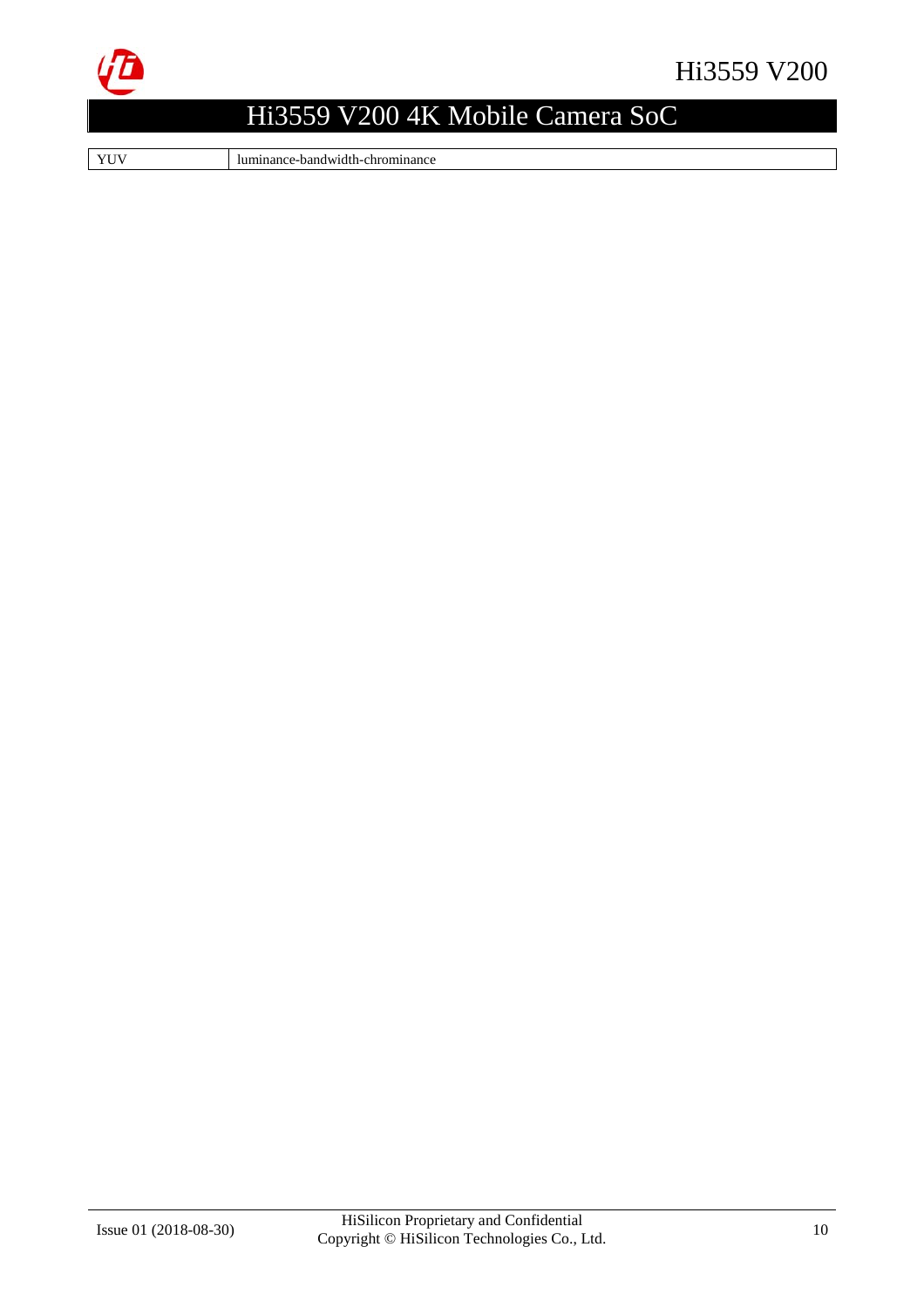| | |
|---|---|
| YUV | luminance-bandwidth-chrominance |